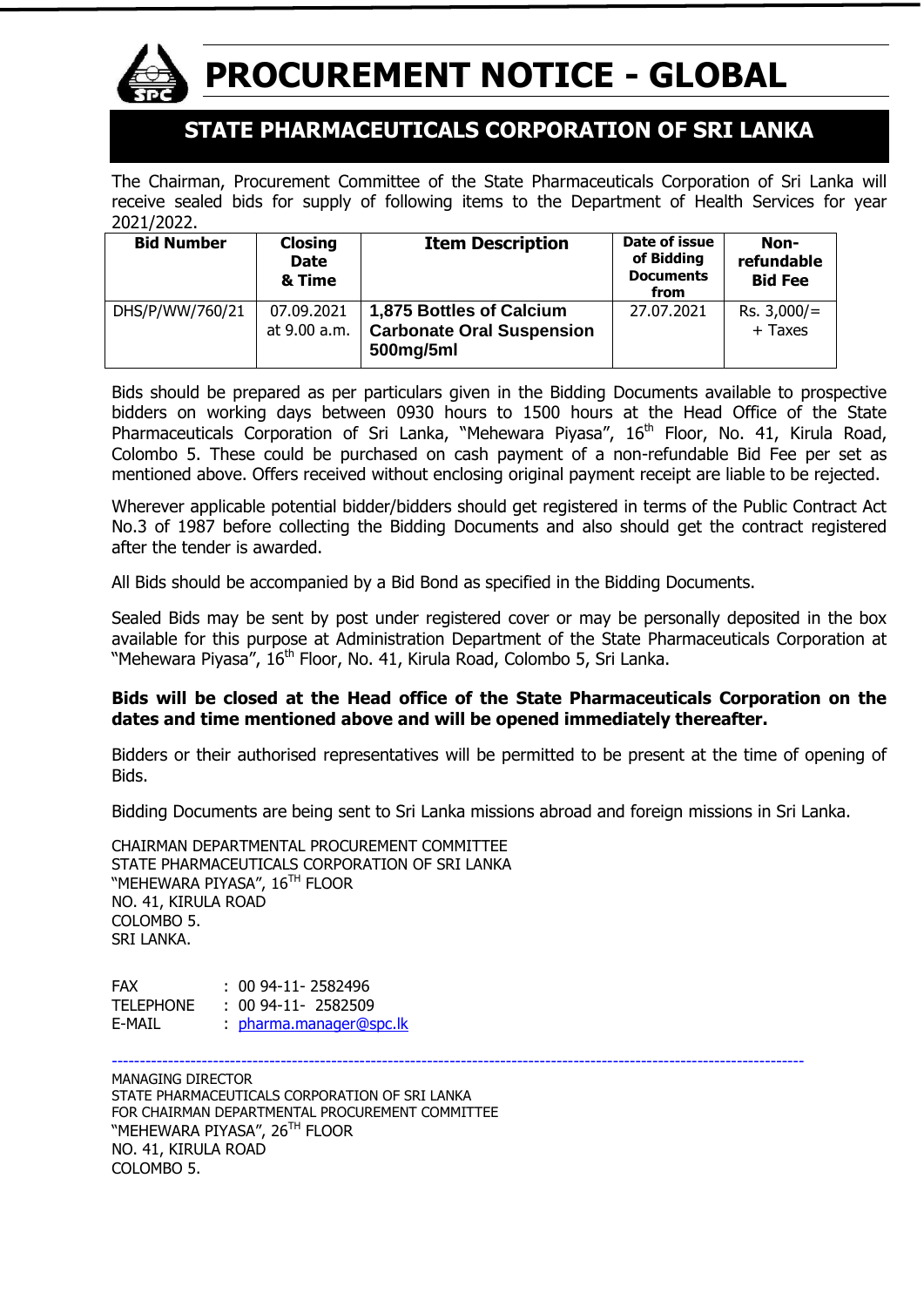# PROCUREMENT NOTICE - GLOBAL

## STATE PHARMACEUTICALS CORPORATION OF SRI LANKA

The Chairman, Procurement Committee of the State Pharmaceuticals Corporation of Sri Lanka will receive sealed bids for supply of following items to the Department of Health Services for year 2021/2022.

| Bid Number | Closing Date & Time | Item Description | Date of issue of Bidding Documents from | Non-refundable Bid Fee |
|---|---|---|---|---|
| DHS/P/WW/760/21 | 07.09.2021 at 9.00 a.m. | **1,875 Bottles of Calcium Carbonate Oral Suspension 500mg/5ml** | 27.07.2021 | Rs. 3,000/= + Taxes |

Bids should be prepared as per particulars given in the Bidding Documents available to prospective bidders on working days between 0930 hours to 1500 hours at the Head Office of the State Pharmaceuticals Corporation of Sri Lanka, "Mehewara Piyasa", 16th Floor, No. 41, Kirula Road, Colombo 5. These could be purchased on cash payment of a non-refundable Bid Fee per set as mentioned above. Offers received without enclosing original payment receipt are liable to be rejected.

Wherever applicable potential bidder/bidders should get registered in terms of the Public Contract Act No.3 of 1987 before collecting the Bidding Documents and also should get the contract registered after the tender is awarded.

All Bids should be accompanied by a Bid Bond as specified in the Bidding Documents.

Sealed Bids may be sent by post under registered cover or may be personally deposited in the box available for this purpose at Administration Department of the State Pharmaceuticals Corporation at "Mehewara Piyasa", 16th Floor, No. 41, Kirula Road, Colombo 5, Sri Lanka.

**Bids will be closed at the Head office of the State Pharmaceuticals Corporation on the dates and time mentioned above and will be opened immediately thereafter.**

Bidders or their authorised representatives will be permitted to be present at the time of opening of Bids.

Bidding Documents are being sent to Sri Lanka missions abroad and foreign missions in Sri Lanka.

CHAIRMAN DEPARTMENTAL PROCUREMENT COMMITTEE
STATE PHARMACEUTICALS CORPORATION OF SRI LANKA
"MEHEWARA PIYASA", 16TH FLOOR
NO. 41, KIRULA ROAD
COLOMBO 5.
SRI LANKA.

FAX : 00 94-11- 2582496
TELEPHONE : 00 94-11- 2582509
E-MAIL : pharma.manager@spc.lk

---

MANAGING DIRECTOR
STATE PHARMACEUTICALS CORPORATION OF SRI LANKA
FOR CHAIRMAN DEPARTMENTAL PROCUREMENT COMMITTEE
"MEHEWARA PIYASA", 26TH FLOOR
NO. 41, KIRULA ROAD
COLOMBO 5.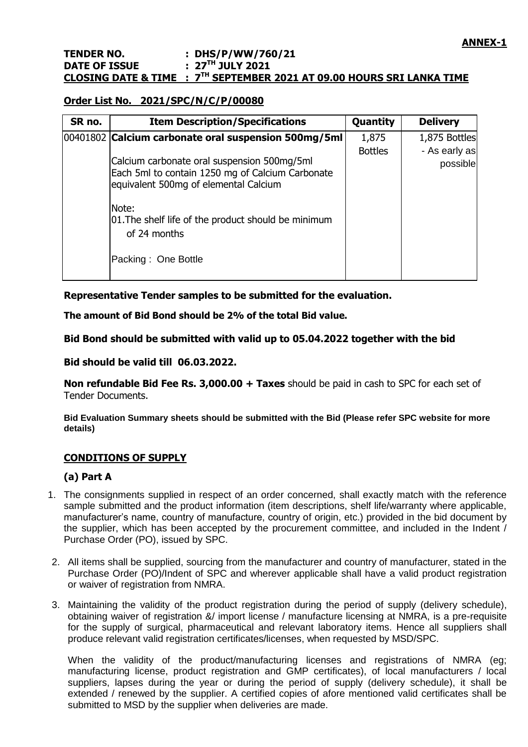**ANNEX-1**

**TENDER NO. : DHS/P/WW/760/21**
**DATE OF ISSUE : 27TH JULY 2021**
**CLOSING DATE & TIME : 7TH SEPTEMBER 2021 AT 09.00 HOURS SRI LANKA TIME**

**Order List No. 2021/SPC/N/C/P/00080**

| SR no. | Item Description/Specifications | Quantity | Delivery |
|---|---|---|---|
| 00401802 | **Calcium carbonate oral suspension 500mg/5ml**<br><br>Calcium carbonate oral suspension 500mg/5ml<br>Each 5ml to contain 1250 mg of Calcium Carbonate equivalent 500mg of elemental Calcium<br><br>Note:<br>01.The shelf life of the product should be minimum of 24 months<br><br>Packing : One Bottle | 1,875 Bottles | 1,875 Bottles - As early as possible |

**Representative Tender samples to be submitted for the evaluation.**

**The amount of Bid Bond should be 2% of the total Bid value.**

**Bid Bond should be submitted with valid up to 05.04.2022 together with the bid**

**Bid should be valid till 06.03.2022.**

**Non refundable Bid Fee Rs. 3,000.00 + Taxes** should be paid in cash to SPC for each set of Tender Documents.

**Bid Evaluation Summary sheets should be submitted with the Bid (Please refer SPC website for more details)**

## CONDITIONS OF SUPPLY

### (a) Part A

1. The consignments supplied in respect of an order concerned, shall exactly match with the reference sample submitted and the product information (item descriptions, shelf life/warranty where applicable, manufacturer's name, country of manufacture, country of origin, etc.) provided in the bid document by the supplier, which has been accepted by the procurement committee, and included in the Indent / Purchase Order (PO), issued by SPC.

2. All items shall be supplied, sourcing from the manufacturer and country of manufacturer, stated in the Purchase Order (PO)/Indent of SPC and wherever applicable shall have a valid product registration or waiver of registration from NMRA.

3. Maintaining the validity of the product registration during the period of supply (delivery schedule), obtaining waiver of registration &/ import license / manufacture licensing at NMRA, is a pre-requisite for the supply of surgical, pharmaceutical and relevant laboratory items. Hence all suppliers shall produce relevant valid registration certificates/licenses, when requested by MSD/SPC.

   When the validity of the product/manufacturing licenses and registrations of NMRA (eg; manufacturing license, product registration and GMP certificates), of local manufacturers / local suppliers, lapses during the year or during the period of supply (delivery schedule), it shall be extended / renewed by the supplier. A certified copies of afore mentioned valid certificates shall be submitted to MSD by the supplier when deliveries are made.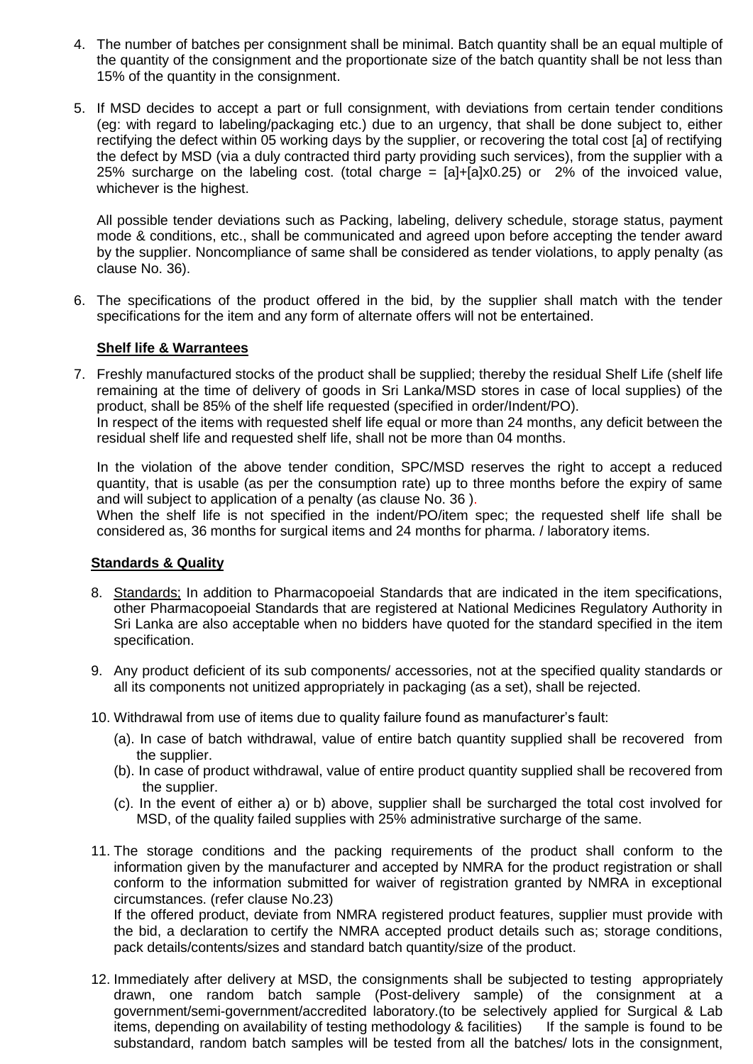4. The number of batches per consignment shall be minimal. Batch quantity shall be an equal multiple of the quantity of the consignment and the proportionate size of the batch quantity shall be not less than 15% of the quantity in the consignment.

5. If MSD decides to accept a part or full consignment, with deviations from certain tender conditions (eg: with regard to labeling/packaging etc.) due to an urgency, that shall be done subject to, either rectifying the defect within 05 working days by the supplier, or recovering the total cost [a] of rectifying the defect by MSD (via a duly contracted third party providing such services), from the supplier with a 25% surcharge on the labeling cost. (total charge = [a]+[a]x0.25) or 2% of the invoiced value, whichever is the highest.

   All possible tender deviations such as Packing, labeling, delivery schedule, storage status, payment mode & conditions, etc., shall be communicated and agreed upon before accepting the tender award by the supplier. Noncompliance of same shall be considered as tender violations, to apply penalty (as clause No. 36).

6. The specifications of the product offered in the bid, by the supplier shall match with the tender specifications for the item and any form of alternate offers will not be entertained.

**Shelf life & Warrantees**

7. Freshly manufactured stocks of the product shall be supplied; thereby the residual Shelf Life (shelf life remaining at the time of delivery of goods in Sri Lanka/MSD stores in case of local supplies) of the product, shall be 85% of the shelf life requested (specified in order/Indent/PO).
   In respect of the items with requested shelf life equal or more than 24 months, any deficit between the residual shelf life and requested shelf life, shall not be more than 04 months.

   In the violation of the above tender condition, SPC/MSD reserves the right to accept a reduced quantity, that is usable (as per the consumption rate) up to three months before the expiry of same and will subject to application of a penalty (as clause No. 36 ).
   When the shelf life is not specified in the indent/PO/item spec; the requested shelf life shall be considered as, 36 months for surgical items and 24 months for pharma. / laboratory items.

**Standards & Quality**

8. Standards; In addition to Pharmacopoeial Standards that are indicated in the item specifications, other Pharmacopoeial Standards that are registered at National Medicines Regulatory Authority in Sri Lanka are also acceptable when no bidders have quoted for the standard specified in the item specification.

9. Any product deficient of its sub components/ accessories, not at the specified quality standards or all its components not unitized appropriately in packaging (as a set), shall be rejected.

10. Withdrawal from use of items due to quality failure found as manufacturer's fault:
    (a). In case of batch withdrawal, value of entire batch quantity supplied shall be recovered from the supplier.
    (b). In case of product withdrawal, value of entire product quantity supplied shall be recovered from the supplier.
    (c). In the event of either a) or b) above, supplier shall be surcharged the total cost involved for MSD, of the quality failed supplies with 25% administrative surcharge of the same.

11. The storage conditions and the packing requirements of the product shall conform to the information given by the manufacturer and accepted by NMRA for the product registration or shall conform to the information submitted for waiver of registration granted by NMRA in exceptional circumstances. (refer clause No.23)
    If the offered product, deviate from NMRA registered product features, supplier must provide with the bid, a declaration to certify the NMRA accepted product details such as; storage conditions, pack details/contents/sizes and standard batch quantity/size of the product.

12. Immediately after delivery at MSD, the consignments shall be subjected to testing appropriately drawn, one random batch sample (Post-delivery sample) of the consignment at a government/semi-government/accredited laboratory.(to be selectively applied for Surgical & Lab items, depending on availability of testing methodology & facilities) If the sample is found to be substandard, random batch samples will be tested from all the batches/ lots in the consignment,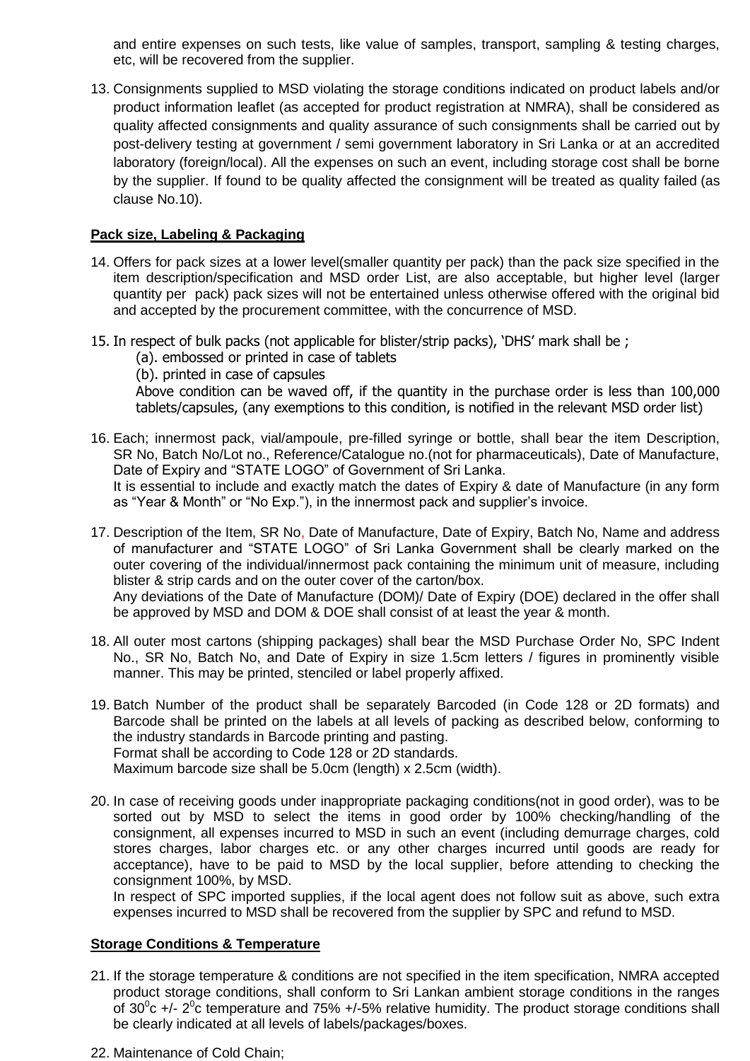and entire expenses on such tests, like value of samples, transport, sampling & testing charges, etc, will be recovered from the supplier.

13. Consignments supplied to MSD violating the storage conditions indicated on product labels and/or product information leaflet (as accepted for product registration at NMRA), shall be considered as quality affected consignments and quality assurance of such consignments shall be carried out by post-delivery testing at government / semi government laboratory in Sri Lanka or at an accredited laboratory (foreign/local). All the expenses on such an event, including storage cost shall be borne by the supplier. If found to be quality affected the consignment will be treated as quality failed (as clause No.10).

**Pack size, Labeling & Packaging**

14. Offers for pack sizes at a lower level(smaller quantity per pack) than the pack size specified in the item description/specification and MSD order List, are also acceptable, but higher level (larger quantity per pack) pack sizes will not be entertained unless otherwise offered with the original bid and accepted by the procurement committee, with the concurrence of MSD.

15. In respect of bulk packs (not applicable for blister/strip packs), 'DHS' mark shall be ;
    (a). embossed or printed in case of tablets
    (b). printed in case of capsules
    Above condition can be waved off, if the quantity in the purchase order is less than 100,000 tablets/capsules, (any exemptions to this condition, is notified in the relevant MSD order list)

16. Each; innermost pack, vial/ampoule, pre-filled syringe or bottle, shall bear the item Description, SR No, Batch No/Lot no., Reference/Catalogue no.(not for pharmaceuticals), Date of Manufacture, Date of Expiry and "STATE LOGO" of Government of Sri Lanka.
    It is essential to include and exactly match the dates of Expiry & date of Manufacture (in any form as "Year & Month" or "No Exp."), in the innermost pack and supplier's invoice.

17. Description of the Item, SR No, Date of Manufacture, Date of Expiry, Batch No, Name and address of manufacturer and "STATE LOGO" of Sri Lanka Government shall be clearly marked on the outer covering of the individual/innermost pack containing the minimum unit of measure, including blister & strip cards and on the outer cover of the carton/box.
    Any deviations of the Date of Manufacture (DOM)/ Date of Expiry (DOE) declared in the offer shall be approved by MSD and DOM & DOE shall consist of at least the year & month.

18. All outer most cartons (shipping packages) shall bear the MSD Purchase Order No, SPC Indent No., SR No, Batch No, and Date of Expiry in size 1.5cm letters / figures in prominently visible manner. This may be printed, stenciled or label properly affixed.

19. Batch Number of the product shall be separately Barcoded (in Code 128 or 2D formats) and Barcode shall be printed on the labels at all levels of packing as described below, conforming to the industry standards in Barcode printing and pasting.
    Format shall be according to Code 128 or 2D standards.
    Maximum barcode size shall be 5.0cm (length) x 2.5cm (width).

20. In case of receiving goods under inappropriate packaging conditions(not in good order), was to be sorted out by MSD to select the items in good order by 100% checking/handling of the consignment, all expenses incurred to MSD in such an event (including demurrage charges, cold stores charges, labor charges etc. or any other charges incurred until goods are ready for acceptance), have to be paid to MSD by the local supplier, before attending to checking the consignment 100%, by MSD.
    In respect of SPC imported supplies, if the local agent does not follow suit as above, such extra expenses incurred to MSD shall be recovered from the supplier by SPC and refund to MSD.

**Storage Conditions & Temperature**

21. If the storage temperature & conditions are not specified in the item specification, NMRA accepted product storage conditions, shall conform to Sri Lankan ambient storage conditions in the ranges of $30^0$c +/- $2^0$c temperature and 75% +/-5% relative humidity. The product storage conditions shall be clearly indicated at all levels of labels/packages/boxes.

22. Maintenance of Cold Chain;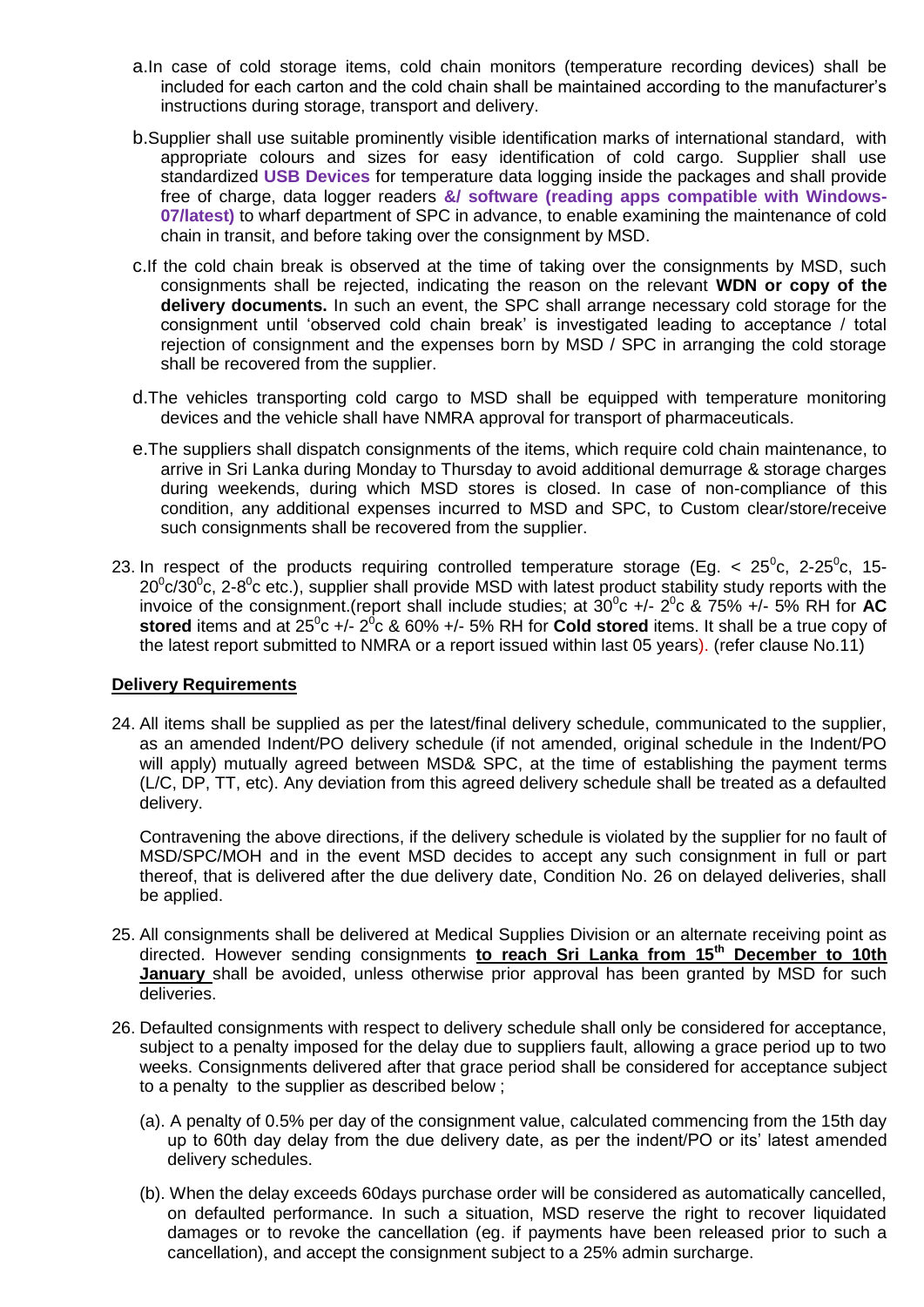a. In case of cold storage items, cold chain monitors (temperature recording devices) shall be included for each carton and the cold chain shall be maintained according to the manufacturer's instructions during storage, transport and delivery.

b. Supplier shall use suitable prominently visible identification marks of international standard, with appropriate colours and sizes for easy identification of cold cargo. Supplier shall use standardized **USB Devices** for temperature data logging inside the packages and shall provide free of charge, data logger readers **&/ software (reading apps compatible with Windows-07/latest)** to wharf department of SPC in advance, to enable examining the maintenance of cold chain in transit, and before taking over the consignment by MSD.

c. If the cold chain break is observed at the time of taking over the consignments by MSD, such consignments shall be rejected, indicating the reason on the relevant **WDN or copy of the delivery documents.** In such an event, the SPC shall arrange necessary cold storage for the consignment until 'observed cold chain break' is investigated leading to acceptance / total rejection of consignment and the expenses born by MSD / SPC in arranging the cold storage shall be recovered from the supplier.

d. The vehicles transporting cold cargo to MSD shall be equipped with temperature monitoring devices and the vehicle shall have NMRA approval for transport of pharmaceuticals.

e. The suppliers shall dispatch consignments of the items, which require cold chain maintenance, to arrive in Sri Lanka during Monday to Thursday to avoid additional demurrage & storage charges during weekends, during which MSD stores is closed. In case of non-compliance of this condition, any additional expenses incurred to MSD and SPC, to Custom clear/store/receive such consignments shall be recovered from the supplier.

23. In respect of the products requiring controlled temperature storage (Eg. < $25^0$c, 2-$25^0$c, 15-$20^0$c/$30^0$c, 2-$8^0$c etc.), supplier shall provide MSD with latest product stability study reports with the invoice of the consignment.(report shall include studies; at $30^0$c +/- $2^0$c & 75% +/- 5% RH for **AC stored** items and at $25^0$c +/- $2^0$c & 60% +/- 5% RH for **Cold stored** items. It shall be a true copy of the latest report submitted to NMRA or a report issued within last 05 years). (refer clause No.11)

**Delivery Requirements**

24. All items shall be supplied as per the latest/final delivery schedule, communicated to the supplier, as an amended Indent/PO delivery schedule (if not amended, original schedule in the Indent/PO will apply) mutually agreed between MSD& SPC, at the time of establishing the payment terms (L/C, DP, TT, etc). Any deviation from this agreed delivery schedule shall be treated as a defaulted delivery.

    Contravening the above directions, if the delivery schedule is violated by the supplier for no fault of MSD/SPC/MOH and in the event MSD decides to accept any such consignment in full or part thereof, that is delivered after the due delivery date, Condition No. 26 on delayed deliveries, shall be applied.

25. All consignments shall be delivered at Medical Supplies Division or an alternate receiving point as directed. However sending consignments **to reach Sri Lanka from 15th December to 10th January** shall be avoided, unless otherwise prior approval has been granted by MSD for such deliveries.

26. Defaulted consignments with respect to delivery schedule shall only be considered for acceptance, subject to a penalty imposed for the delay due to suppliers fault, allowing a grace period up to two weeks. Consignments delivered after that grace period shall be considered for acceptance subject to a penalty to the supplier as described below ;

    (a). A penalty of 0.5% per day of the consignment value, calculated commencing from the 15th day up to 60th day delay from the due delivery date, as per the indent/PO or its' latest amended delivery schedules.

    (b). When the delay exceeds 60days purchase order will be considered as automatically cancelled, on defaulted performance. In such a situation, MSD reserve the right to recover liquidated damages or to revoke the cancellation (eg. if payments have been released prior to such a cancellation), and accept the consignment subject to a 25% admin surcharge.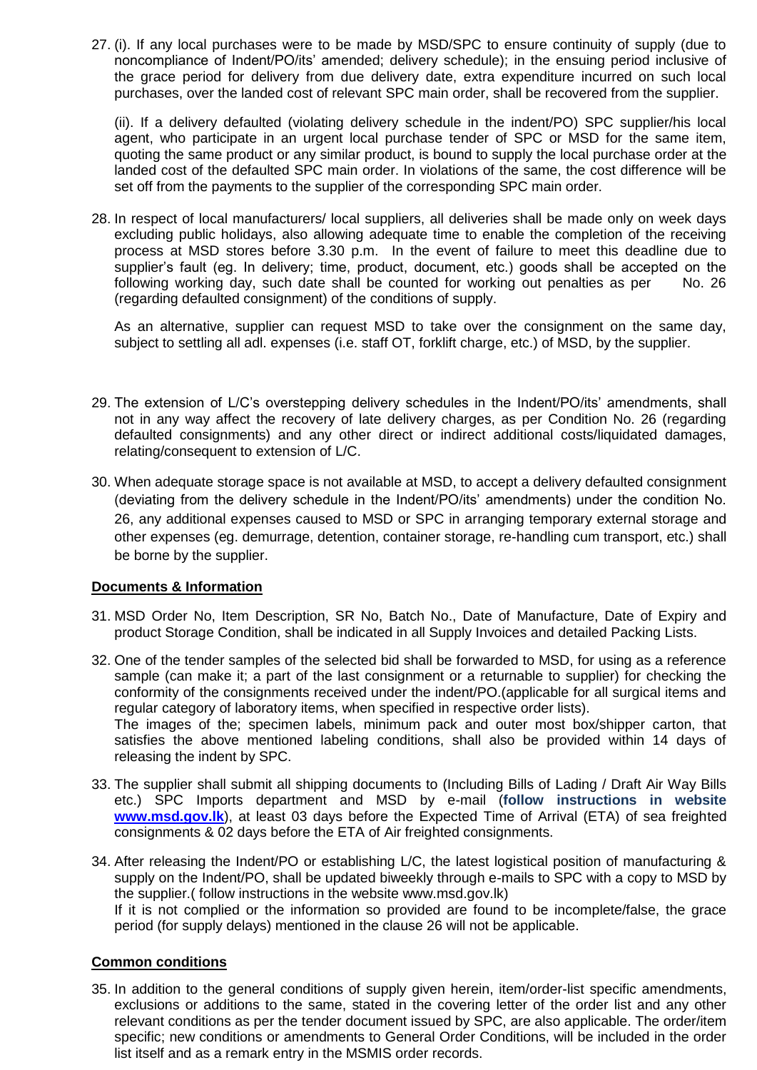27. (i). If any local purchases were to be made by MSD/SPC to ensure continuity of supply (due to noncompliance of Indent/PO/its' amended; delivery schedule); in the ensuing period inclusive of the grace period for delivery from due delivery date, extra expenditure incurred on such local purchases, over the landed cost of relevant SPC main order, shall be recovered from the supplier.

    (ii). If a delivery defaulted (violating delivery schedule in the indent/PO) SPC supplier/his local agent, who participate in an urgent local purchase tender of SPC or MSD for the same item, quoting the same product or any similar product, is bound to supply the local purchase order at the landed cost of the defaulted SPC main order. In violations of the same, the cost difference will be set off from the payments to the supplier of the corresponding SPC main order.

28. In respect of local manufacturers/ local suppliers, all deliveries shall be made only on week days excluding public holidays, also allowing adequate time to enable the completion of the receiving process at MSD stores before 3.30 p.m. In the event of failure to meet this deadline due to supplier's fault (eg. In delivery; time, product, document, etc.) goods shall be accepted on the following working day, such date shall be counted for working out penalties as per No. 26 (regarding defaulted consignment) of the conditions of supply.

    As an alternative, supplier can request MSD to take over the consignment on the same day, subject to settling all adl. expenses (i.e. staff OT, forklift charge, etc.) of MSD, by the supplier.

29. The extension of L/C's overstepping delivery schedules in the Indent/PO/its' amendments, shall not in any way affect the recovery of late delivery charges, as per Condition No. 26 (regarding defaulted consignments) and any other direct or indirect additional costs/liquidated damages, relating/consequent to extension of L/C.

30. When adequate storage space is not available at MSD, to accept a delivery defaulted consignment (deviating from the delivery schedule in the Indent/PO/its' amendments) under the condition No. 26, any additional expenses caused to MSD or SPC in arranging temporary external storage and other expenses (eg. demurrage, detention, container storage, re-handling cum transport, etc.) shall be borne by the supplier.

**Documents & Information**

31. MSD Order No, Item Description, SR No, Batch No., Date of Manufacture, Date of Expiry and product Storage Condition, shall be indicated in all Supply Invoices and detailed Packing Lists.

32. One of the tender samples of the selected bid shall be forwarded to MSD, for using as a reference sample (can make it; a part of the last consignment or a returnable to supplier) for checking the conformity of the consignments received under the indent/PO.(applicable for all surgical items and regular category of laboratory items, when specified in respective order lists).
    The images of the; specimen labels, minimum pack and outer most box/shipper carton, that satisfies the above mentioned labeling conditions, shall also be provided within 14 days of releasing the indent by SPC.

33. The supplier shall submit all shipping documents to (Including Bills of Lading / Draft Air Way Bills etc.) SPC Imports department and MSD by e-mail (**follow instructions in website www.msd.gov.lk**), at least 03 days before the Expected Time of Arrival (ETA) of sea freighted consignments & 02 days before the ETA of Air freighted consignments.

34. After releasing the Indent/PO or establishing L/C, the latest logistical position of manufacturing & supply on the Indent/PO, shall be updated biweekly through e-mails to SPC with a copy to MSD by the supplier.( follow instructions in the website www.msd.gov.lk)
    If it is not complied or the information so provided are found to be incomplete/false, the grace period (for supply delays) mentioned in the clause 26 will not be applicable.

**Common conditions**

35. In addition to the general conditions of supply given herein, item/order-list specific amendments, exclusions or additions to the same, stated in the covering letter of the order list and any other relevant conditions as per the tender document issued by SPC, are also applicable. The order/item specific; new conditions or amendments to General Order Conditions, will be included in the order list itself and as a remark entry in the MSMIS order records.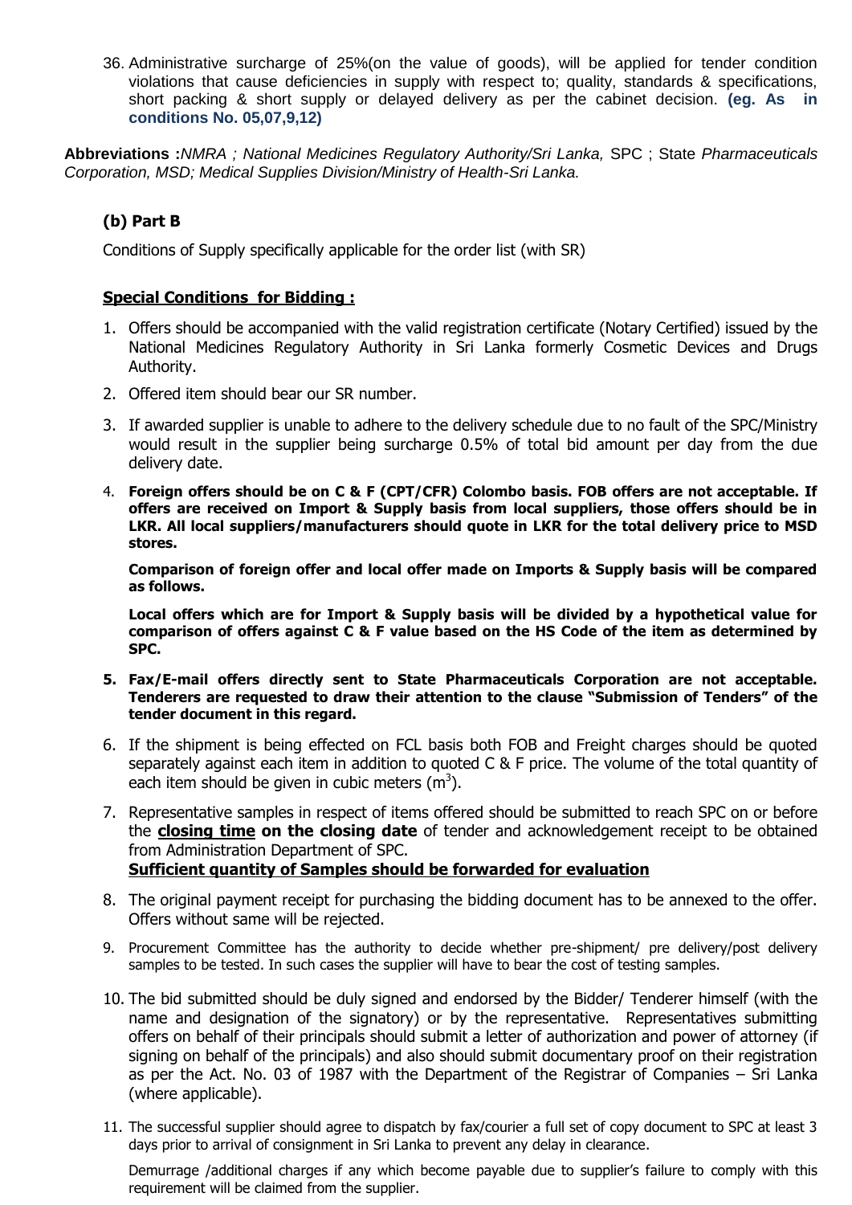36. Administrative surcharge of 25%(on the value of goods), will be applied for tender condition violations that cause deficiencies in supply with respect to; quality, standards & specifications, short packing & short supply or delayed delivery as per the cabinet decision. **(eg. As in conditions No. 05,07,9,12)**

**Abbreviations :***NMRA ; National Medicines Regulatory Authority/Sri Lanka,* SPC ; State *Pharmaceuticals Corporation, MSD; Medical Supplies Division/Ministry of Health-Sri Lanka.*

## (b) Part B

Conditions of Supply specifically applicable for the order list (with SR)

### Special Conditions for Bidding :

1. Offers should be accompanied with the valid registration certificate (Notary Certified) issued by the National Medicines Regulatory Authority in Sri Lanka formerly Cosmetic Devices and Drugs Authority.
2. Offered item should bear our SR number.
3. If awarded supplier is unable to adhere to the delivery schedule due to no fault of the SPC/Ministry would result in the supplier being surcharge 0.5% of total bid amount per day from the due delivery date.
4. **Foreign offers should be on C & F (CPT/CFR) Colombo basis. FOB offers are not acceptable. If offers are received on Import & Supply basis from local suppliers, those offers should be in LKR. All local suppliers/manufacturers should quote in LKR for the total delivery price to MSD stores.**

   **Comparison of foreign offer and local offer made on Imports & Supply basis will be compared as follows.**

   **Local offers which are for Import & Supply basis will be divided by a hypothetical value for comparison of offers against C & F value based on the HS Code of the item as determined by SPC.**
5. **Fax/E-mail offers directly sent to State Pharmaceuticals Corporation are not acceptable. Tenderers are requested to draw their attention to the clause "Submission of Tenders" of the tender document in this regard.**
6. If the shipment is being effected on FCL basis both FOB and Freight charges should be quoted separately against each item in addition to quoted C & F price. The volume of the total quantity of each item should be given in cubic meters ($m^3$).
7. Representative samples in respect of items offered should be submitted to reach SPC on or before the **closing time on the closing date** of tender and acknowledgement receipt to be obtained from Administration Department of SPC.
   **Sufficient quantity of Samples should be forwarded for evaluation**
8. The original payment receipt for purchasing the bidding document has to be annexed to the offer. Offers without same will be rejected.
9. Procurement Committee has the authority to decide whether pre-shipment/ pre delivery/post delivery samples to be tested. In such cases the supplier will have to bear the cost of testing samples.
10. The bid submitted should be duly signed and endorsed by the Bidder/ Tenderer himself (with the name and designation of the signatory) or by the representative. Representatives submitting offers on behalf of their principals should submit a letter of authorization and power of attorney (if signing on behalf of the principals) and also should submit documentary proof on their registration as per the Act. No. 03 of 1987 with the Department of the Registrar of Companies – Sri Lanka (where applicable).
11. The successful supplier should agree to dispatch by fax/courier a full set of copy document to SPC at least 3 days prior to arrival of consignment in Sri Lanka to prevent any delay in clearance.

    Demurrage /additional charges if any which become payable due to supplier's failure to comply with this requirement will be claimed from the supplier.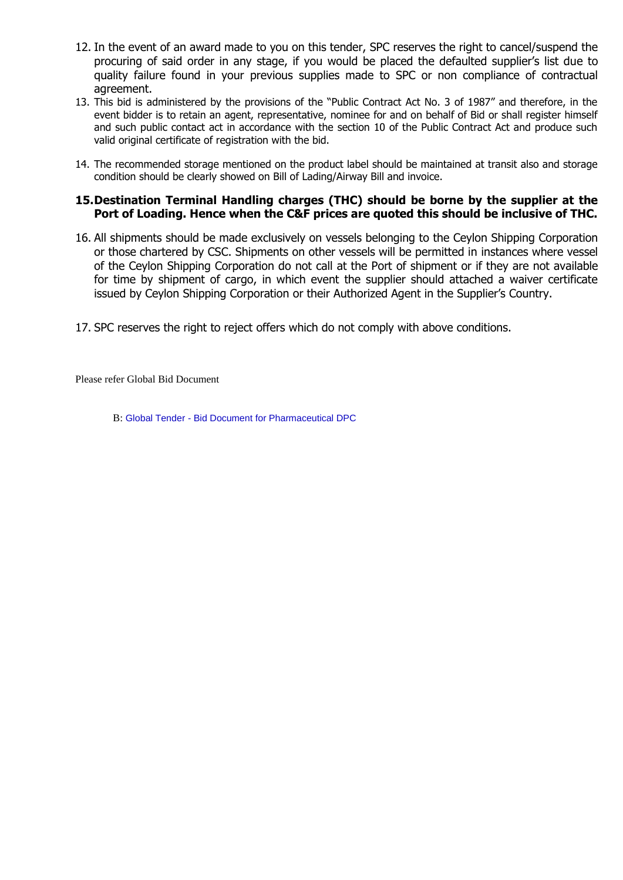12. In the event of an award made to you on this tender, SPC reserves the right to cancel/suspend the procuring of said order in any stage, if you would be placed the defaulted supplier's list due to quality failure found in your previous supplies made to SPC or non compliance of contractual agreement.
13. This bid is administered by the provisions of the "Public Contract Act No. 3 of 1987" and therefore, in the event bidder is to retain an agent, representative, nominee for and on behalf of Bid or shall register himself and such public contact act in accordance with the section 10 of the Public Contract Act and produce such valid original certificate of registration with the bid.
14. The recommended storage mentioned on the product label should be maintained at transit also and storage condition should be clearly showed on Bill of Lading/Airway Bill and invoice.
15. **Destination Terminal Handling charges (THC) should be borne by the supplier at the Port of Loading. Hence when the C&F prices are quoted this should be inclusive of THC.**
16. All shipments should be made exclusively on vessels belonging to the Ceylon Shipping Corporation or those chartered by CSC. Shipments on other vessels will be permitted in instances where vessel of the Ceylon Shipping Corporation do not call at the Port of shipment or if they are not available for time by shipment of cargo, in which event the supplier should attached a waiver certificate issued by Ceylon Shipping Corporation or their Authorized Agent in the Supplier's Country.
17. SPC reserves the right to reject offers which do not comply with above conditions.

Please refer Global Bid Document

B: Global Tender - Bid Document for Pharmaceutical DPC